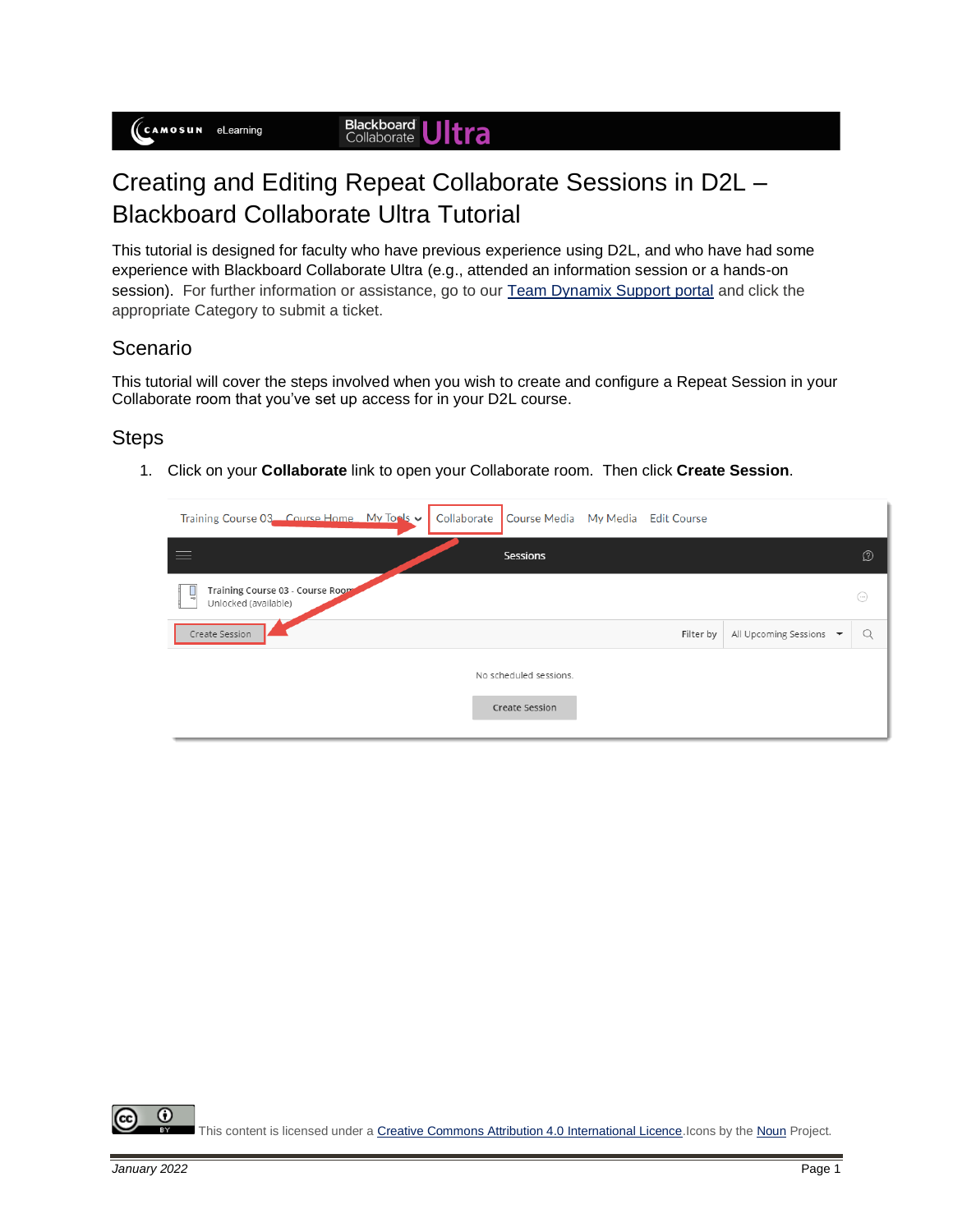# Creating and Editing Repeat Collaborate Sessions in D2L – Blackboard Collaborate Ultra Tutorial

This tutorial is designed for faculty who have previous experience using D2L, and who have had some experience with Blackboard Collaborate Ultra (e.g., attended an information session or a hands-on session). For further information or assistance, go to our Team Dynamix Support portal and click the appropriate Category to submit a ticket.

## Scenario

This tutorial will cover the steps involved when you wish to create and configure a Repeat Session in your Collaborate room that you've set up access for in your D2L course.

## Steps

1. Click on your **Collaborate** link to open your Collaborate room. Then click **Create Session**.

This content is licensed under a Creative Commons Attribution 4.0 International Licence. Icons by the Noun Project.

*January 2022*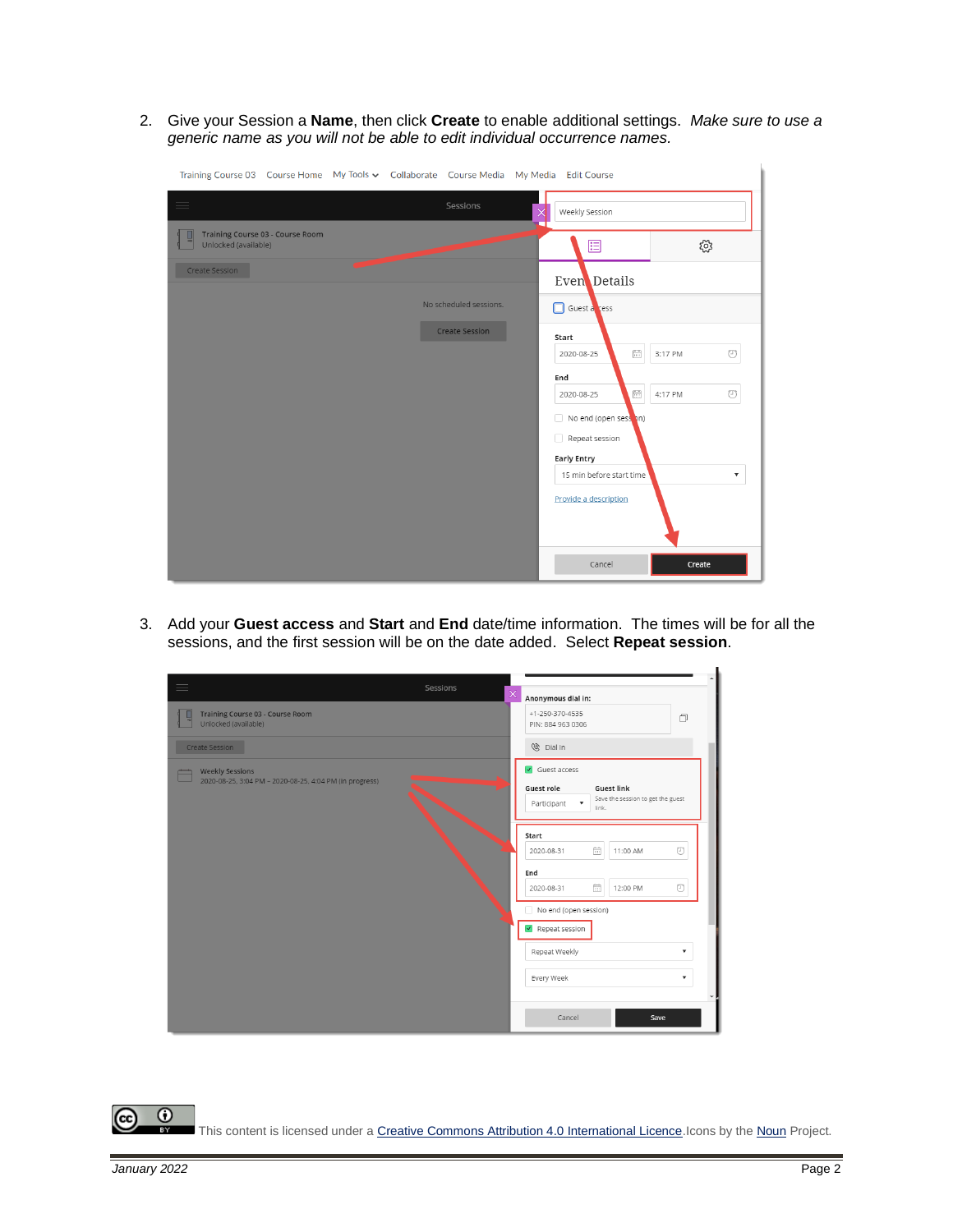2. Give your Session a **Name**, then click **Create** to enable additional settings. *Make sure to use a generic name as you will not be able to edit individual occurrence names.*

3. Add your **Guest access** and **Start** and **End** date/time information. The times will be for all the sessions, and the first session will be on the date added. Select **Repeat session**.

This content is licensed under a Creative Commons Attribution 4.0 International Licence. Icons by the Noun Project.

*January 2022*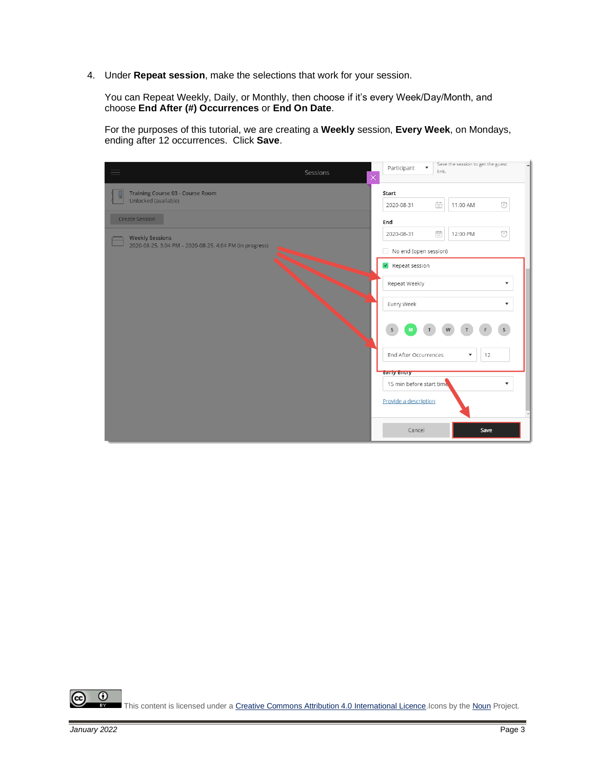4. Under **Repeat session**, make the selections that work for your session.

   You can Repeat Weekly, Daily, or Monthly, then choose if it's every Week/Day/Month, and choose **End After (#) Occurrences** or **End On Date**.

   For the purposes of this tutorial, we are creating a **Weekly** session, **Every Week**, on Mondays, ending after 12 occurrences. Click **Save**.

This content is licensed under a Creative Commons Attribution 4.0 International Licence. Icons by the Noun Project.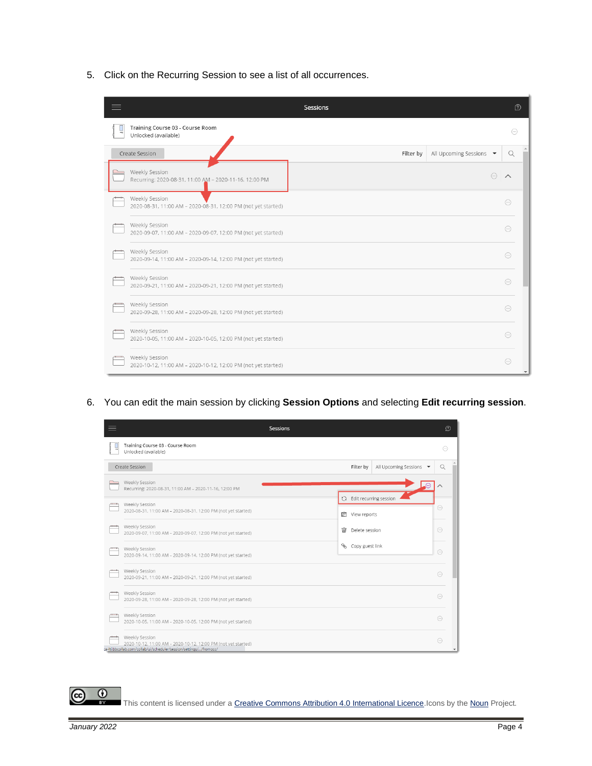5. Click on the Recurring Session to see a list of all occurrences.

6. You can edit the main session by clicking **Session Options** and selecting **Edit recurring session**.

This content is licensed under a [Creative Commons Attribution 4.0 International Licence](). Icons by the [Noun]() Project.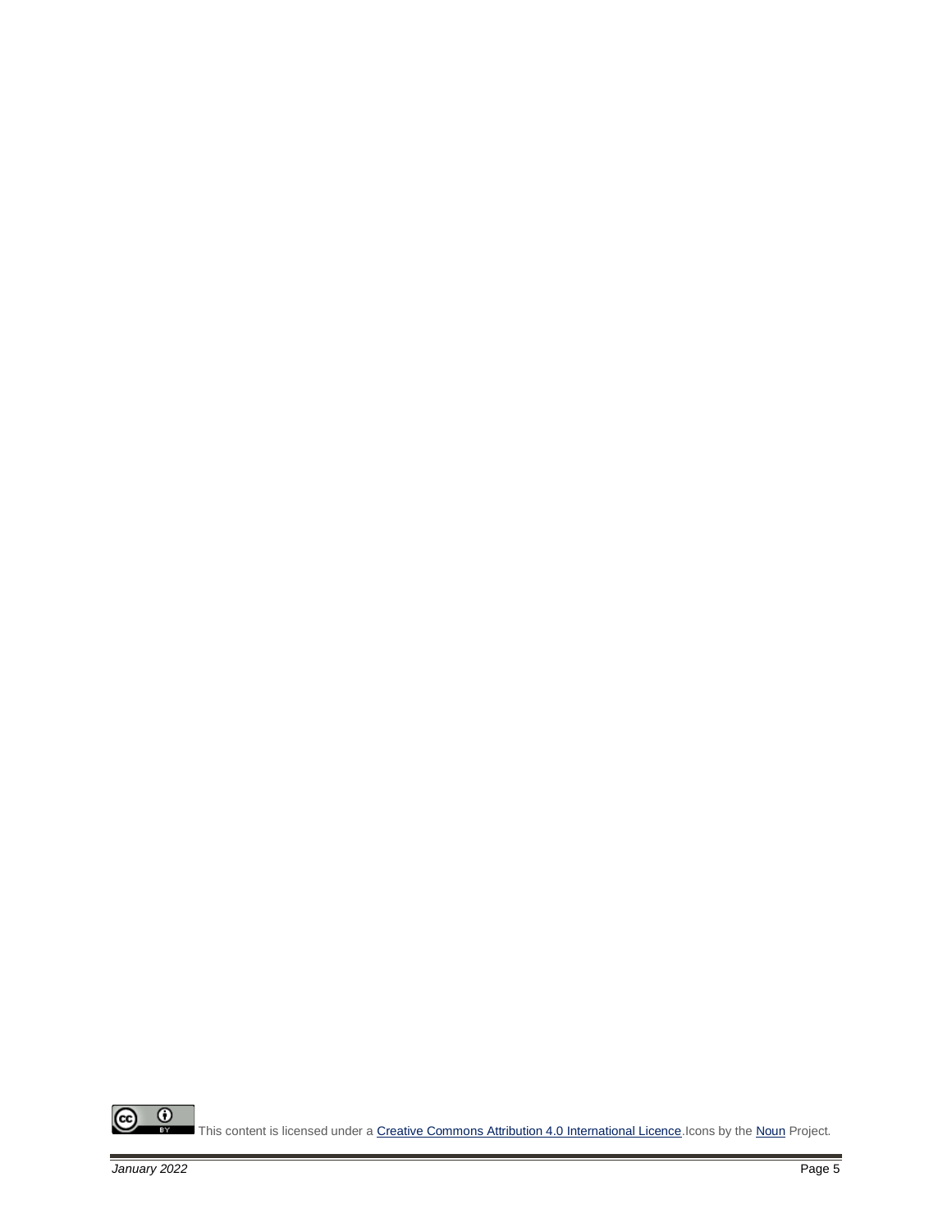This content is licensed under a [Creative Commons Attribution 4.0 International Licence](https://creativecommons.org/licenses/by/4.0/). Icons by the [Noun](https://thenounproject.com/) Project.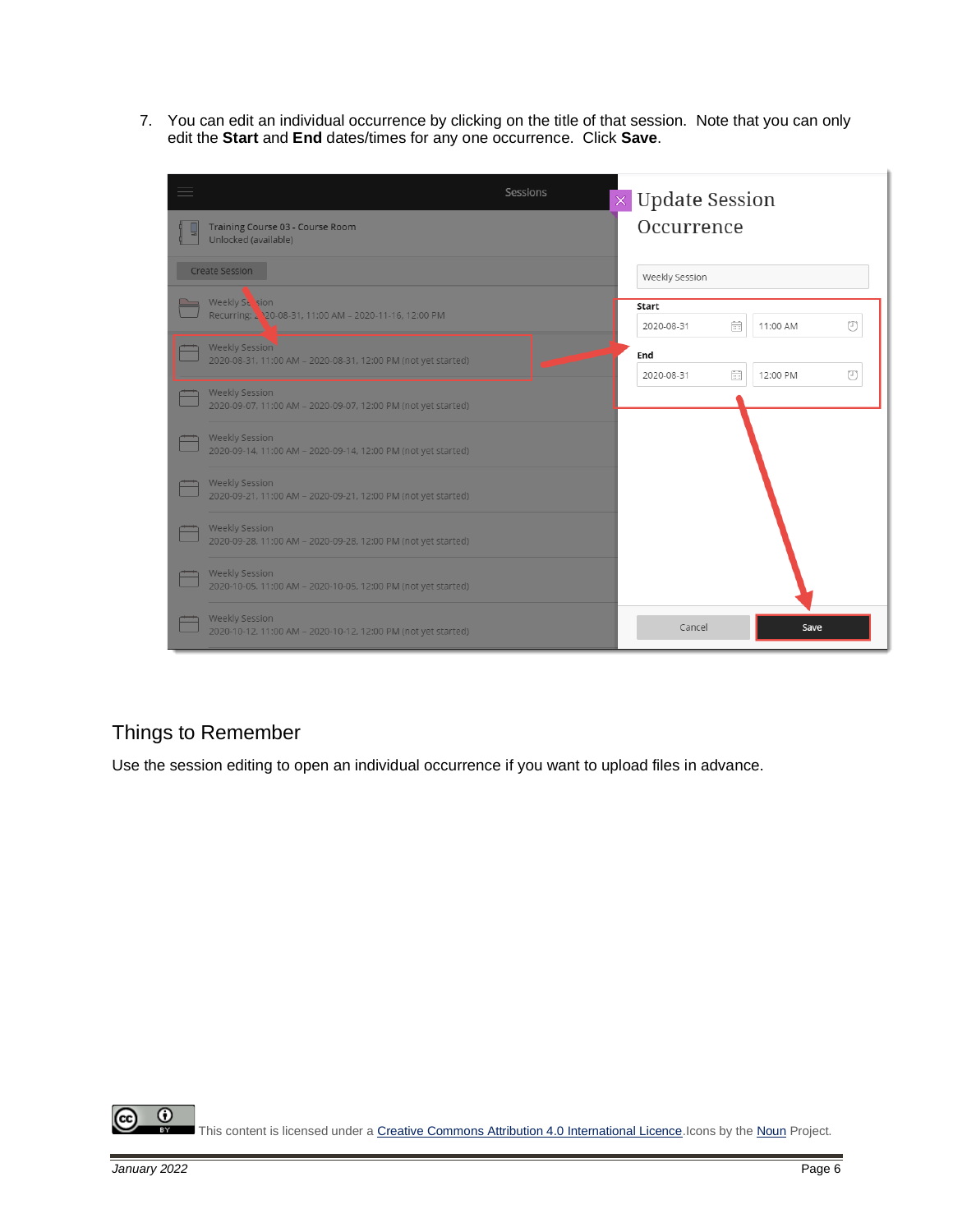7. You can edit an individual occurrence by clicking on the title of that session. Note that you can only edit the **Start** and **End** dates/times for any one occurrence. Click **Save**.

## Things to Remember

Use the session editing to open an individual occurrence if you want to upload files in advance.

This content is licensed under a [Creative Commons Attribution 4.0 International Licence](). Icons by the [Noun]() Project.

*January 2022*